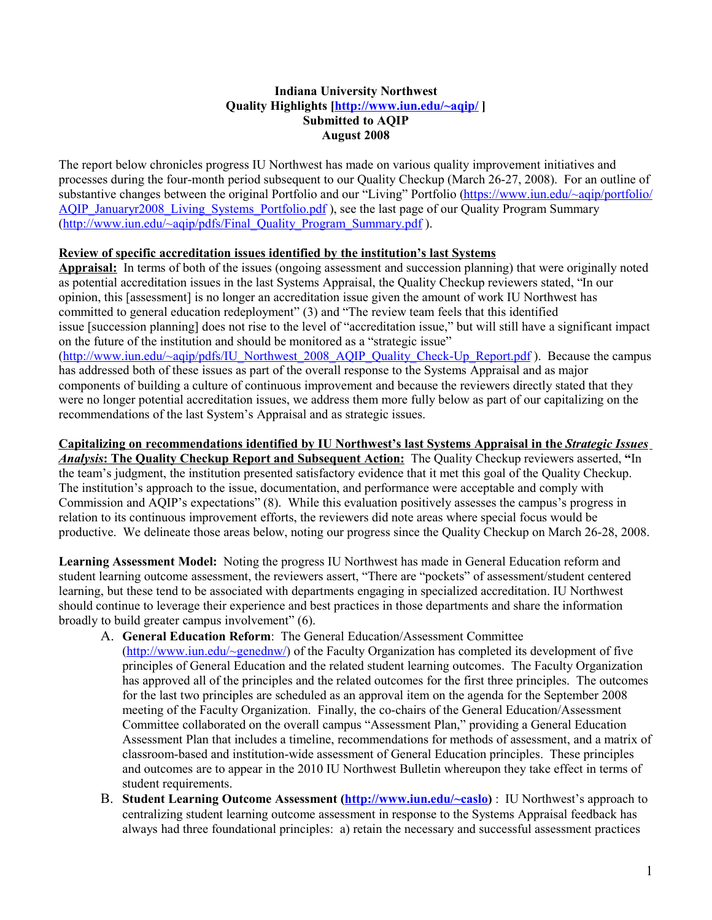**Indiana University Northwest**
**Quality Highlights [http://www.iun.edu/~aqip/ ]**
**Submitted to AQIP**
**August 2008**

The report below chronicles progress IU Northwest has made on various quality improvement initiatives and processes during the four-month period subsequent to our Quality Checkup (March 26-27, 2008). For an outline of substantive changes between the original Portfolio and our "Living" Portfolio (https://www.iun.edu/~aqip/portfolio/AQIP_Januaryr2008_Living_Systems_Portfolio.pdf ), see the last page of our Quality Program Summary (http://www.iun.edu/~aqip/pdfs/Final_Quality_Program_Summary.pdf ).

**Review of specific accreditation issues identified by the institution's last Systems Appraisal:** In terms of both of the issues (ongoing assessment and succession planning) that were originally noted as potential accreditation issues in the last Systems Appraisal, the Quality Checkup reviewers stated, "In our opinion, this [assessment] is no longer an accreditation issue given the amount of work IU Northwest has committed to general education redeployment" (3) and "The review team feels that this identified issue [succession planning] does not rise to the level of "accreditation issue," but will still have a significant impact on the future of the institution and should be monitored as a "strategic issue" (http://www.iun.edu/~aqip/pdfs/IU_Northwest_2008_AQIP_Quality_Check-Up_Report.pdf ). Because the campus has addressed both of these issues as part of the overall response to the Systems Appraisal and as major components of building a culture of continuous improvement and because the reviewers directly stated that they were no longer potential accreditation issues, we address them more fully below as part of our capitalizing on the recommendations of the last System's Appraisal and as strategic issues.

**Capitalizing on recommendations identified by IU Northwest's last Systems Appraisal in the *Strategic Issues Analysis*: The Quality Checkup Report and Subsequent Action:** The Quality Checkup reviewers asserted, **"**In the team's judgment, the institution presented satisfactory evidence that it met this goal of the Quality Checkup. The institution's approach to the issue, documentation, and performance were acceptable and comply with Commission and AQIP's expectations" (8). While this evaluation positively assesses the campus's progress in relation to its continuous improvement efforts, the reviewers did note areas where special focus would be productive. We delineate those areas below, noting our progress since the Quality Checkup on March 26-28, 2008.

**Learning Assessment Model:** Noting the progress IU Northwest has made in General Education reform and student learning outcome assessment, the reviewers assert, "There are "pockets" of assessment/student centered learning, but these tend to be associated with departments engaging in specialized accreditation. IU Northwest should continue to leverage their experience and best practices in those departments and share the information broadly to build greater campus involvement" (6).

A. **General Education Reform**: The General Education/Assessment Committee (http://www.iun.edu/~genednw/) of the Faculty Organization has completed its development of five principles of General Education and the related student learning outcomes. The Faculty Organization has approved all of the principles and the related outcomes for the first three principles. The outcomes for the last two principles are scheduled as an approval item on the agenda for the September 2008 meeting of the Faculty Organization. Finally, the co-chairs of the General Education/Assessment Committee collaborated on the overall campus "Assessment Plan," providing a General Education Assessment Plan that includes a timeline, recommendations for methods of assessment, and a matrix of classroom-based and institution-wide assessment of General Education principles. These principles and outcomes are to appear in the 2010 IU Northwest Bulletin whereupon they take effect in terms of student requirements.
B. **Student Learning Outcome Assessment (http://www.iun.edu/~caslo)** : IU Northwest's approach to centralizing student learning outcome assessment in response to the Systems Appraisal feedback has always had three foundational principles: a) retain the necessary and successful assessment practices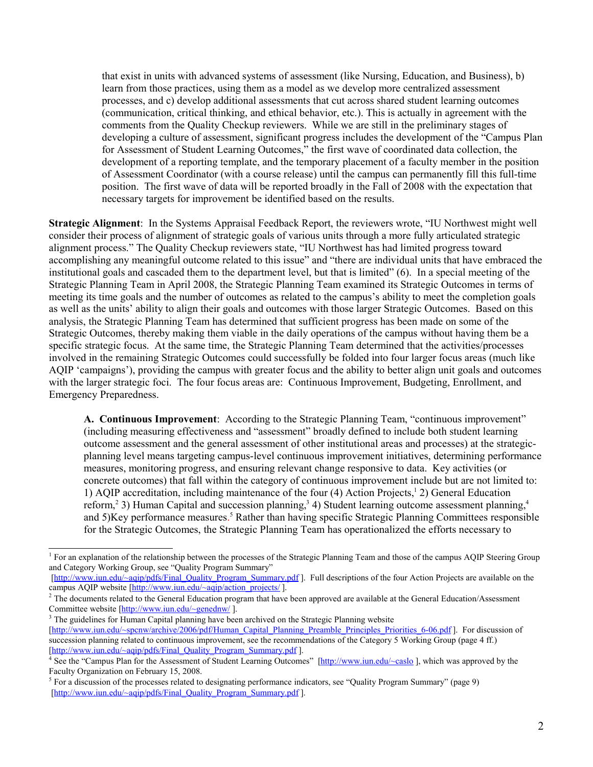that exist in units with advanced systems of assessment (like Nursing, Education, and Business), b) learn from those practices, using them as a model as we develop more centralized assessment processes, and c) develop additional assessments that cut across shared student learning outcomes (communication, critical thinking, and ethical behavior, etc.). This is actually in agreement with the comments from the Quality Checkup reviewers. While we are still in the preliminary stages of developing a culture of assessment, significant progress includes the development of the "Campus Plan for Assessment of Student Learning Outcomes," the first wave of coordinated data collection, the development of a reporting template, and the temporary placement of a faculty member in the position of Assessment Coordinator (with a course release) until the campus can permanently fill this full-time position. The first wave of data will be reported broadly in the Fall of 2008 with the expectation that necessary targets for improvement be identified based on the results.

**Strategic Alignment**: In the Systems Appraisal Feedback Report, the reviewers wrote, "IU Northwest might well consider their process of alignment of strategic goals of various units through a more fully articulated strategic alignment process." The Quality Checkup reviewers state, "IU Northwest has had limited progress toward accomplishing any meaningful outcome related to this issue" and "there are individual units that have embraced the institutional goals and cascaded them to the department level, but that is limited" (6). In a special meeting of the Strategic Planning Team in April 2008, the Strategic Planning Team examined its Strategic Outcomes in terms of meeting its time goals and the number of outcomes as related to the campus's ability to meet the completion goals as well as the units' ability to align their goals and outcomes with those larger Strategic Outcomes. Based on this analysis, the Strategic Planning Team has determined that sufficient progress has been made on some of the Strategic Outcomes, thereby making them viable in the daily operations of the campus without having them be a specific strategic focus. At the same time, the Strategic Planning Team determined that the activities/processes involved in the remaining Strategic Outcomes could successfully be folded into four larger focus areas (much like AQIP 'campaigns'), providing the campus with greater focus and the ability to better align unit goals and outcomes with the larger strategic foci. The four focus areas are: Continuous Improvement, Budgeting, Enrollment, and Emergency Preparedness.

**A. Continuous Improvement**: According to the Strategic Planning Team, "continuous improvement" (including measuring effectiveness and "assessment" broadly defined to include both student learning outcome assessment and the general assessment of other institutional areas and processes) at the strategic-planning level means targeting campus-level continuous improvement initiatives, determining performance measures, monitoring progress, and ensuring relevant change responsive to data. Key activities (or concrete outcomes) that fall within the category of continuous improvement include but are not limited to: 1) AQIP accreditation, including maintenance of the four (4) Action Projects,[1] 2) General Education reform,[2] 3) Human Capital and succession planning,[3] 4) Student learning outcome assessment planning,[4] and 5)Key performance measures.[5] Rather than having specific Strategic Planning Committees responsible for the Strategic Outcomes, the Strategic Planning Team has operationalized the efforts necessary to

---

[1] For an explanation of the relationship between the processes of the Strategic Planning Team and those of the campus AQIP Steering Group and Category Working Group, see "Quality Program Summary" [http://www.iun.edu/~aqip/pdfs/Final_Quality_Program_Summary.pdf]. Full descriptions of the four Action Projects are available on the campus AQIP website [http://www.iun.edu/~aqip/action_projects/].

[2] The documents related to the General Education program that have been approved are available at the General Education/Assessment Committee website [http://www.iun.edu/~genednw/].

[3] The guidelines for Human Capital planning have been archived on the Strategic Planning website [http://www.iun.edu/~spcnw/archive/2006/pdf/Human_Capital_Planning_Preamble_Principles_Priorities_6-06.pdf]. For discussion of succession planning related to continuous improvement, see the recommendations of the Category 5 Working Group (page 4 ff.) [http://www.iun.edu/~aqip/pdfs/Final_Quality_Program_Summary.pdf].

[4] See the "Campus Plan for the Assessment of Student Learning Outcomes" [http://www.iun.edu/~caslo], which was approved by the Faculty Organization on February 15, 2008.

[5] For a discussion of the processes related to designating performance indicators, see "Quality Program Summary" (page 9) [http://www.iun.edu/~aqip/pdfs/Final_Quality_Program_Summary.pdf].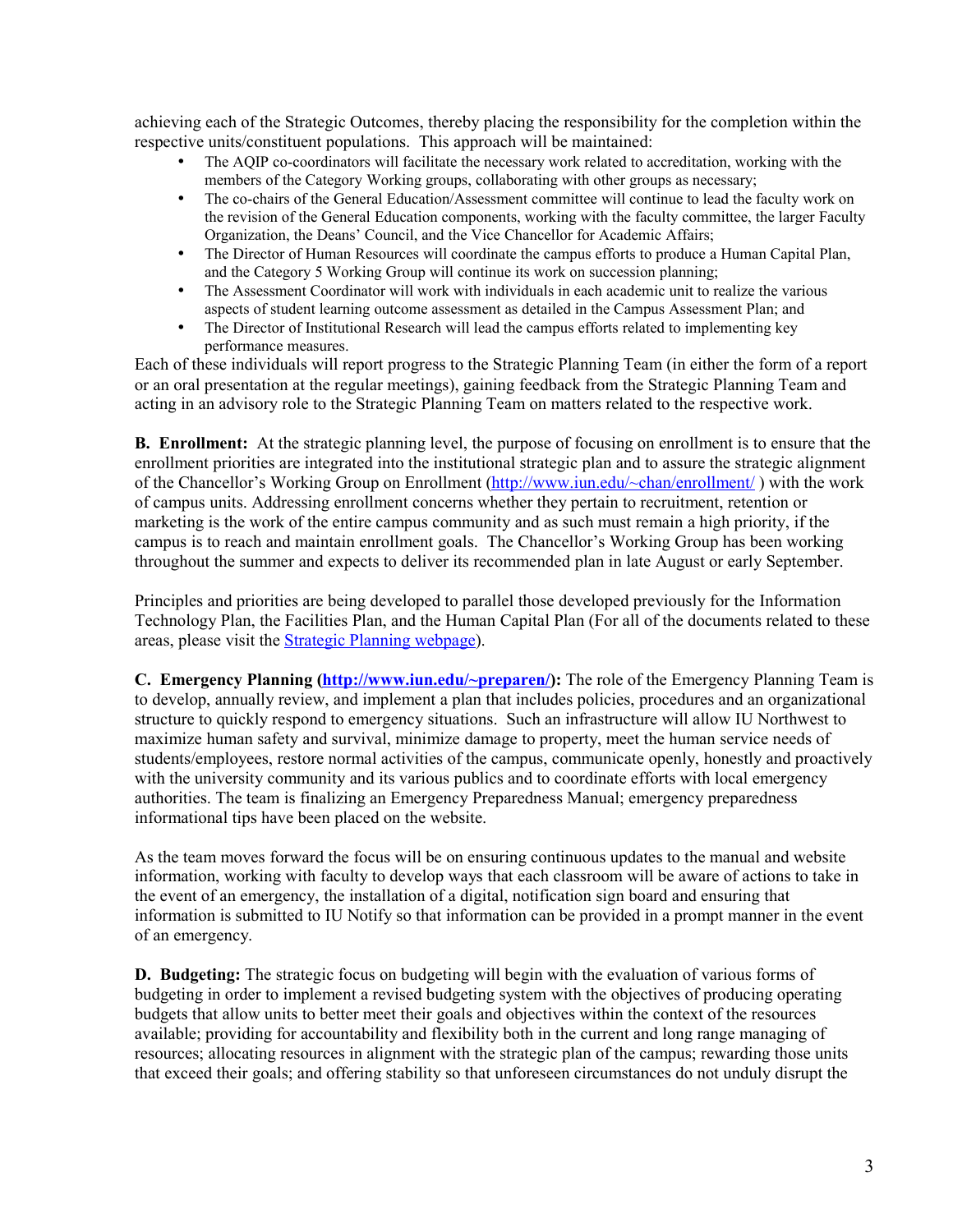achieving each of the Strategic Outcomes, thereby placing the responsibility for the completion within the respective units/constituent populations. This approach will be maintained:

- The AQIP co-coordinators will facilitate the necessary work related to accreditation, working with the members of the Category Working groups, collaborating with other groups as necessary;
- The co-chairs of the General Education/Assessment committee will continue to lead the faculty work on the revision of the General Education components, working with the faculty committee, the larger Faculty Organization, the Deans' Council, and the Vice Chancellor for Academic Affairs;
- The Director of Human Resources will coordinate the campus efforts to produce a Human Capital Plan, and the Category 5 Working Group will continue its work on succession planning;
- The Assessment Coordinator will work with individuals in each academic unit to realize the various aspects of student learning outcome assessment as detailed in the Campus Assessment Plan; and
- The Director of Institutional Research will lead the campus efforts related to implementing key performance measures.

Each of these individuals will report progress to the Strategic Planning Team (in either the form of a report or an oral presentation at the regular meetings), gaining feedback from the Strategic Planning Team and acting in an advisory role to the Strategic Planning Team on matters related to the respective work.

**B. Enrollment:** At the strategic planning level, the purpose of focusing on enrollment is to ensure that the enrollment priorities are integrated into the institutional strategic plan and to assure the strategic alignment of the Chancellor's Working Group on Enrollment (http://www.iun.edu/~chan/enrollment/ ) with the work of campus units. Addressing enrollment concerns whether they pertain to recruitment, retention or marketing is the work of the entire campus community and as such must remain a high priority, if the campus is to reach and maintain enrollment goals. The Chancellor's Working Group has been working throughout the summer and expects to deliver its recommended plan in late August or early September.

Principles and priorities are being developed to parallel those developed previously for the Information Technology Plan, the Facilities Plan, and the Human Capital Plan (For all of the documents related to these areas, please visit the Strategic Planning webpage).

**C. Emergency Planning (http://www.iun.edu/~preparen/):** The role of the Emergency Planning Team is to develop, annually review, and implement a plan that includes policies, procedures and an organizational structure to quickly respond to emergency situations. Such an infrastructure will allow IU Northwest to maximize human safety and survival, minimize damage to property, meet the human service needs of students/employees, restore normal activities of the campus, communicate openly, honestly and proactively with the university community and its various publics and to coordinate efforts with local emergency authorities. The team is finalizing an Emergency Preparedness Manual; emergency preparedness informational tips have been placed on the website.

As the team moves forward the focus will be on ensuring continuous updates to the manual and website information, working with faculty to develop ways that each classroom will be aware of actions to take in the event of an emergency, the installation of a digital, notification sign board and ensuring that information is submitted to IU Notify so that information can be provided in a prompt manner in the event of an emergency.

**D. Budgeting:** The strategic focus on budgeting will begin with the evaluation of various forms of budgeting in order to implement a revised budgeting system with the objectives of producing operating budgets that allow units to better meet their goals and objectives within the context of the resources available; providing for accountability and flexibility both in the current and long range managing of resources; allocating resources in alignment with the strategic plan of the campus; rewarding those units that exceed their goals; and offering stability so that unforeseen circumstances do not unduly disrupt the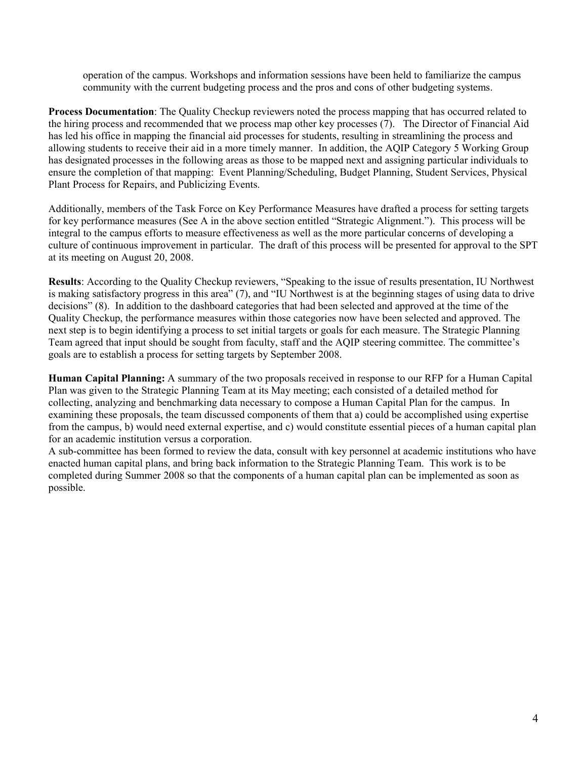operation of the campus. Workshops and information sessions have been held to familiarize the campus community with the current budgeting process and the pros and cons of other budgeting systems.

**Process Documentation**: The Quality Checkup reviewers noted the process mapping that has occurred related to the hiring process and recommended that we process map other key processes (7). The Director of Financial Aid has led his office in mapping the financial aid processes for students, resulting in streamlining the process and allowing students to receive their aid in a more timely manner. In addition, the AQIP Category 5 Working Group has designated processes in the following areas as those to be mapped next and assigning particular individuals to ensure the completion of that mapping: Event Planning/Scheduling, Budget Planning, Student Services, Physical Plant Process for Repairs, and Publicizing Events.

Additionally, members of the Task Force on Key Performance Measures have drafted a process for setting targets for key performance measures (See A in the above section entitled "Strategic Alignment."). This process will be integral to the campus efforts to measure effectiveness as well as the more particular concerns of developing a culture of continuous improvement in particular. The draft of this process will be presented for approval to the SPT at its meeting on August 20, 2008.

**Results**: According to the Quality Checkup reviewers, "Speaking to the issue of results presentation, IU Northwest is making satisfactory progress in this area" (7), and "IU Northwest is at the beginning stages of using data to drive decisions" (8). In addition to the dashboard categories that had been selected and approved at the time of the Quality Checkup, the performance measures within those categories now have been selected and approved. The next step is to begin identifying a process to set initial targets or goals for each measure. The Strategic Planning Team agreed that input should be sought from faculty, staff and the AQIP steering committee. The committee's goals are to establish a process for setting targets by September 2008.

**Human Capital Planning:** A summary of the two proposals received in response to our RFP for a Human Capital Plan was given to the Strategic Planning Team at its May meeting; each consisted of a detailed method for collecting, analyzing and benchmarking data necessary to compose a Human Capital Plan for the campus. In examining these proposals, the team discussed components of them that a) could be accomplished using expertise from the campus, b) would need external expertise, and c) would constitute essential pieces of a human capital plan for an academic institution versus a corporation.

A sub-committee has been formed to review the data, consult with key personnel at academic institutions who have enacted human capital plans, and bring back information to the Strategic Planning Team. This work is to be completed during Summer 2008 so that the components of a human capital plan can be implemented as soon as possible.